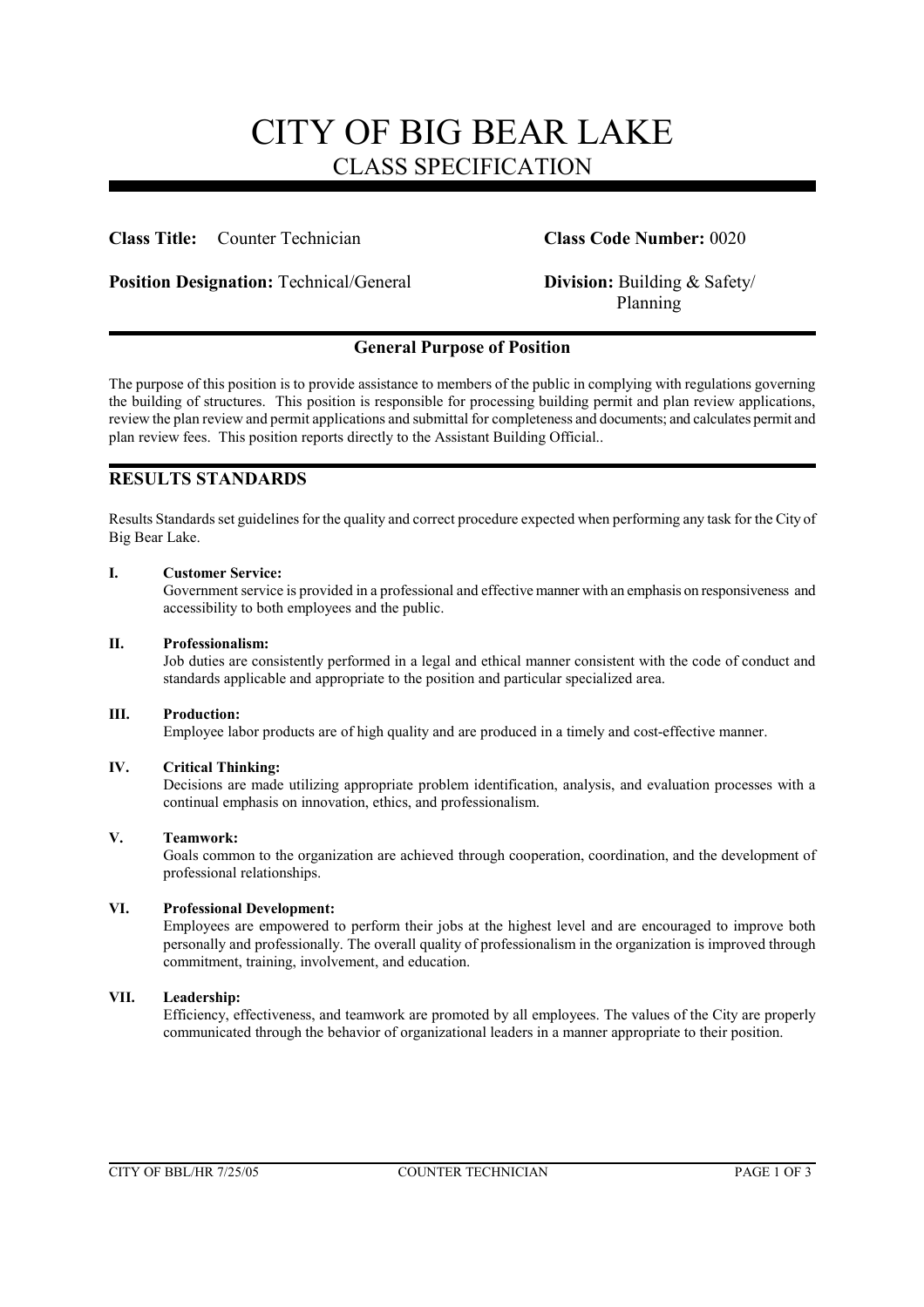# CITY OF BIG BEAR LAKE
## CLASS SPECIFICATION

**Class Title:** Counter Technician

**Class Code Number:** 0020

**Position Designation:** Technical/General

**Division:** Building & Safety/ Planning

### General Purpose of Position

The purpose of this position is to provide assistance to members of the public in complying with regulations governing the building of structures. This position is responsible for processing building permit and plan review applications, review the plan review and permit applications and submittal for completeness and documents; and calculates permit and plan review fees. This position reports directly to the Assistant Building Official..

## RESULTS STANDARDS

Results Standards set guidelines for the quality and correct procedure expected when performing any task for the City of Big Bear Lake.

**I. Customer Service:**
Government service is provided in a professional and effective manner with an emphasis on responsiveness and accessibility to both employees and the public.

**II. Professionalism:**
Job duties are consistently performed in a legal and ethical manner consistent with the code of conduct and standards applicable and appropriate to the position and particular specialized area.

**III. Production:**
Employee labor products are of high quality and are produced in a timely and cost-effective manner.

**IV. Critical Thinking:**
Decisions are made utilizing appropriate problem identification, analysis, and evaluation processes with a continual emphasis on innovation, ethics, and professionalism.

**V. Teamwork:**
Goals common to the organization are achieved through cooperation, coordination, and the development of professional relationships.

**VI. Professional Development:**
Employees are empowered to perform their jobs at the highest level and are encouraged to improve both personally and professionally. The overall quality of professionalism in the organization is improved through commitment, training, involvement, and education.

**VII. Leadership:**
Efficiency, effectiveness, and teamwork are promoted by all employees. The values of the City are properly communicated through the behavior of organizational leaders in a manner appropriate to their position.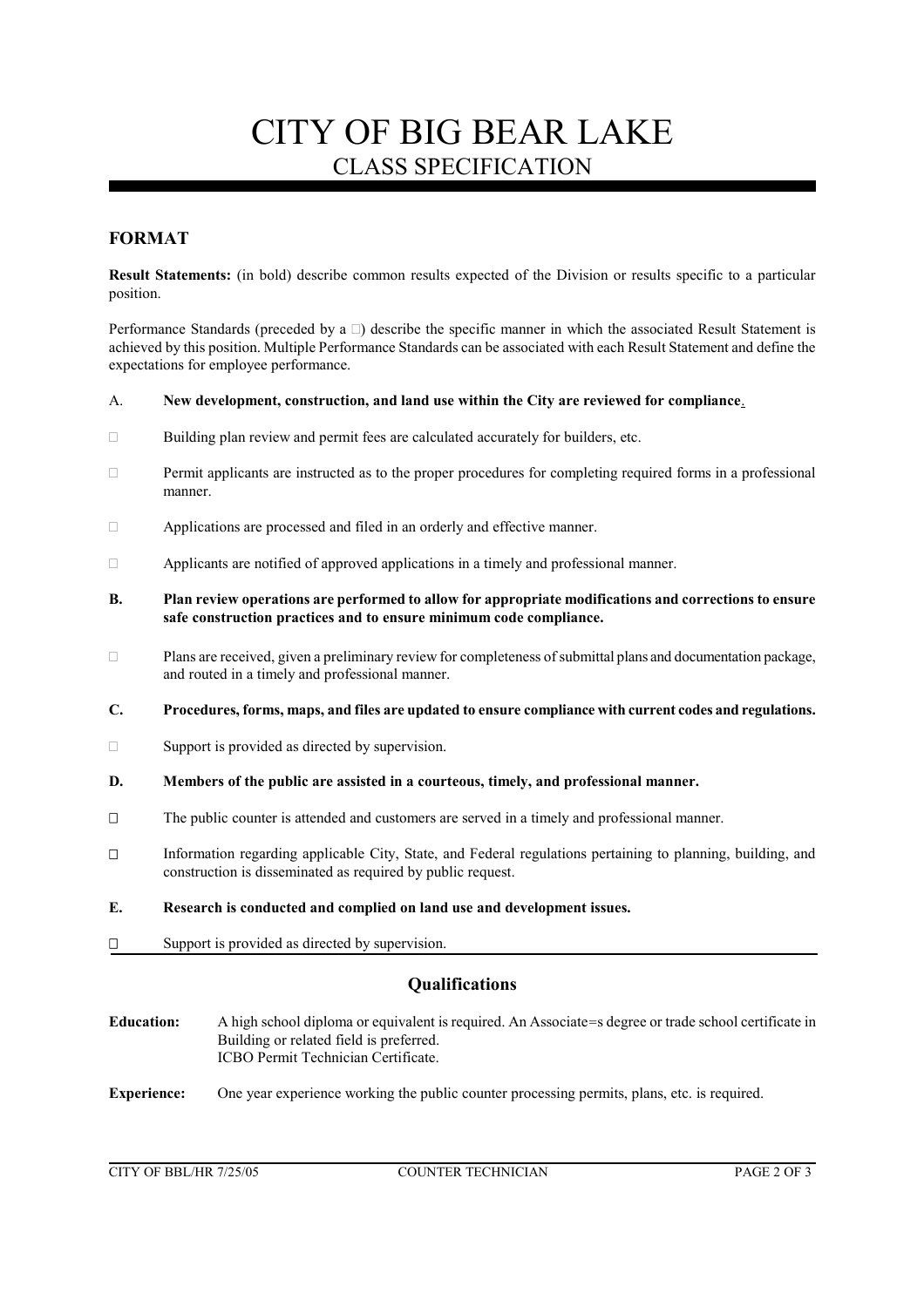# CITY OF BIG BEAR LAKE

## CLASS SPECIFICATION

### FORMAT

**Result Statements:** (in bold) describe common results expected of the Division or results specific to a particular position.

Performance Standards (preceded by a □) describe the specific manner in which the associated Result Statement is achieved by this position. Multiple Performance Standards can be associated with each Result Statement and define the expectations for employee performance.

A. **New development, construction, and land use within the City are reviewed for compliance.**

- □ Building plan review and permit fees are calculated accurately for builders, etc.
- □ Permit applicants are instructed as to the proper procedures for completing required forms in a professional manner.
- □ Applications are processed and filed in an orderly and effective manner.
- □ Applicants are notified of approved applications in a timely and professional manner.

**B. Plan review operations are performed to allow for appropriate modifications and corrections to ensure safe construction practices and to ensure minimum code compliance.**

- □ Plans are received, given a preliminary review for completeness of submittal plans and documentation package, and routed in a timely and professional manner.

**C. Procedures, forms, maps, and files are updated to ensure compliance with current codes and regulations.**

- □ Support is provided as directed by supervision.

**D. Members of the public are assisted in a courteous, timely, and professional manner.**

- □ The public counter is attended and customers are served in a timely and professional manner.
- □ Information regarding applicable City, State, and Federal regulations pertaining to planning, building, and construction is disseminated as required by public request.

**E. Research is conducted and complied on land use and development issues.**

- □ Support is provided as directed by supervision.

### Qualifications

**Education:** A high school diploma or equivalent is required. An Associate=s degree or trade school certificate in Building or related field is preferred.
ICBO Permit Technician Certificate.

**Experience:** One year experience working the public counter processing permits, plans, etc. is required.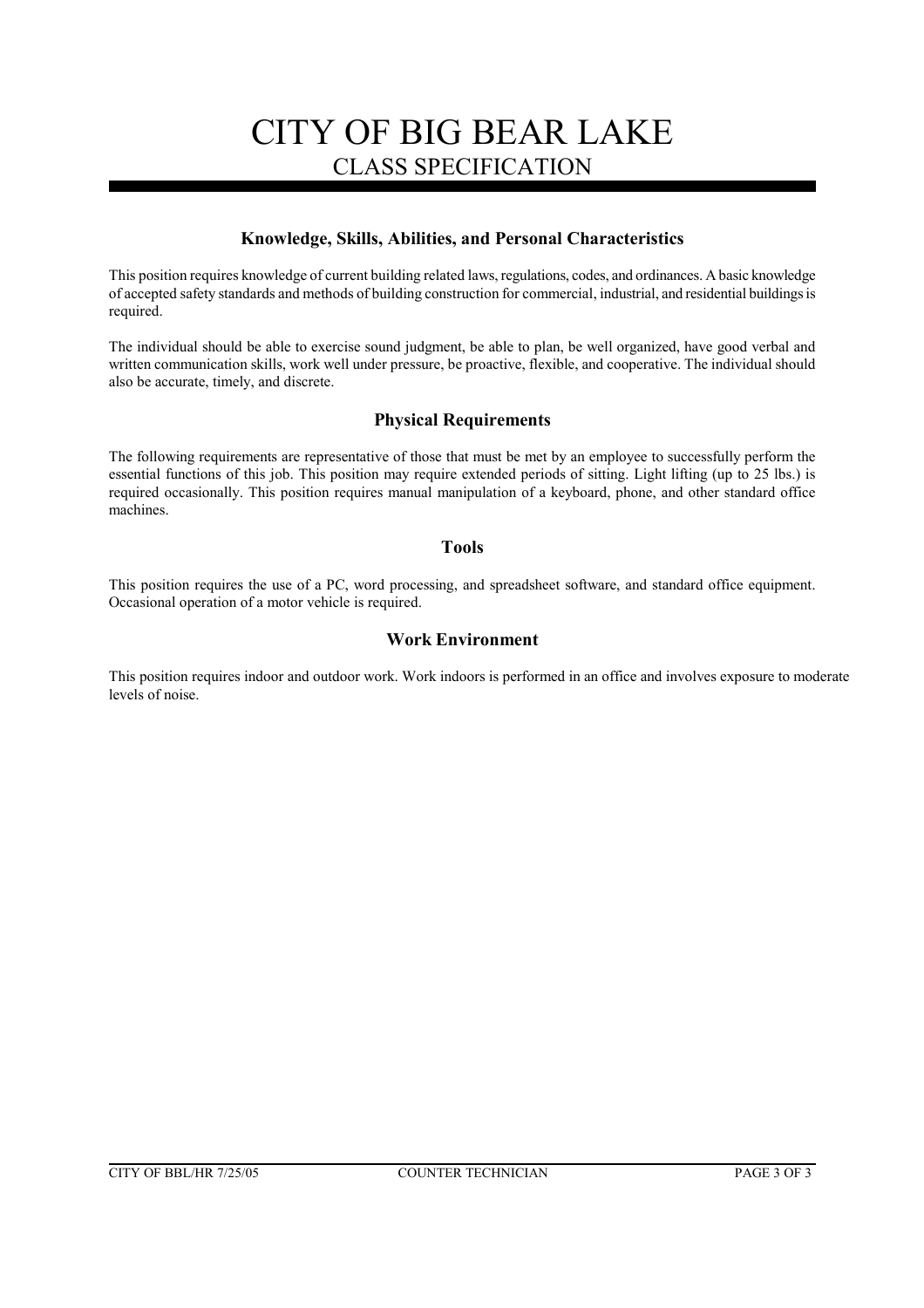# CITY OF BIG BEAR LAKE
## CLASS SPECIFICATION

### Knowledge, Skills, Abilities, and Personal Characteristics

This position requires knowledge of current building related laws, regulations, codes, and ordinances. A basic knowledge of accepted safety standards and methods of building construction for commercial, industrial, and residential buildings is required.

The individual should be able to exercise sound judgment, be able to plan, be well organized, have good verbal and written communication skills, work well under pressure, be proactive, flexible, and cooperative. The individual should also be accurate, timely, and discrete.

### Physical Requirements

The following requirements are representative of those that must be met by an employee to successfully perform the essential functions of this job. This position may require extended periods of sitting. Light lifting (up to 25 lbs.) is required occasionally. This position requires manual manipulation of a keyboard, phone, and other standard office machines.

### Tools

This position requires the use of a PC, word processing, and spreadsheet software, and standard office equipment. Occasional operation of a motor vehicle is required.

### Work Environment

This position requires indoor and outdoor work. Work indoors is performed in an office and involves exposure to moderate levels of noise.